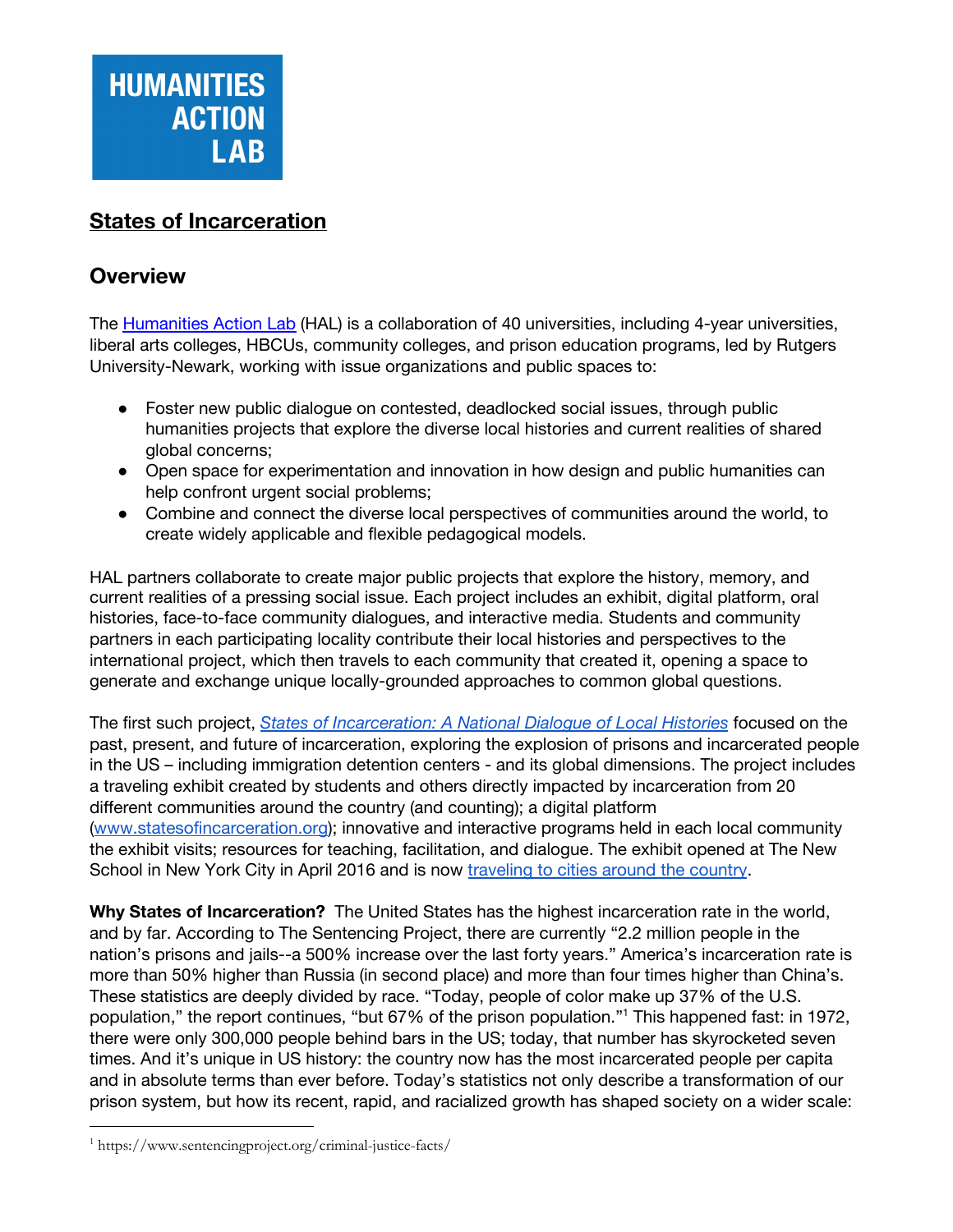**HUMANITIES ACTION LAB**

# States of Incarceration

## Overview

The Humanities Action Lab (HAL) is a collaboration of 40 universities, including 4-year universities, liberal arts colleges, HBCUs, community colleges, and prison education programs, led by Rutgers University-Newark, working with issue organizations and public spaces to:

- Foster new public dialogue on contested, deadlocked social issues, through public humanities projects that explore the diverse local histories and current realities of shared global concerns;
- Open space for experimentation and innovation in how design and public humanities can help confront urgent social problems;
- Combine and connect the diverse local perspectives of communities around the world, to create widely applicable and flexible pedagogical models.

HAL partners collaborate to create major public projects that explore the history, memory, and current realities of a pressing social issue. Each project includes an exhibit, digital platform, oral histories, face-to-face community dialogues, and interactive media. Students and community partners in each participating locality contribute their local histories and perspectives to the international project, which then travels to each community that created it, opening a space to generate and exchange unique locally-grounded approaches to common global questions.

The first such project, *States of Incarceration: A National Dialogue of Local Histories* focused on the past, present, and future of incarceration, exploring the explosion of prisons and incarcerated people in the US – including immigration detention centers - and its global dimensions. The project includes a traveling exhibit created by students and others directly impacted by incarceration from 20 different communities around the country (and counting); a digital platform (www.statesofincarceration.org); innovative and interactive programs held in each local community the exhibit visits; resources for teaching, facilitation, and dialogue. The exhibit opened at The New School in New York City in April 2016 and is now traveling to cities around the country.

**Why States of Incarceration?** The United States has the highest incarceration rate in the world, and by far. According to The Sentencing Project, there are currently "2.2 million people in the nation's prisons and jails--a 500% increase over the last forty years." America's incarceration rate is more than 50% higher than Russia (in second place) and more than four times higher than China's. These statistics are deeply divided by race. "Today, people of color make up 37% of the U.S. population," the report continues, "but 67% of the prison population."[1] This happened fast: in 1972, there were only 300,000 people behind bars in the US; today, that number has skyrocketed seven times. And it's unique in US history: the country now has the most incarcerated people per capita and in absolute terms than ever before. Today's statistics not only describe a transformation of our prison system, but how its recent, rapid, and racialized growth has shaped society on a wider scale:

---

[1] https://www.sentencingproject.org/criminal-justice-facts/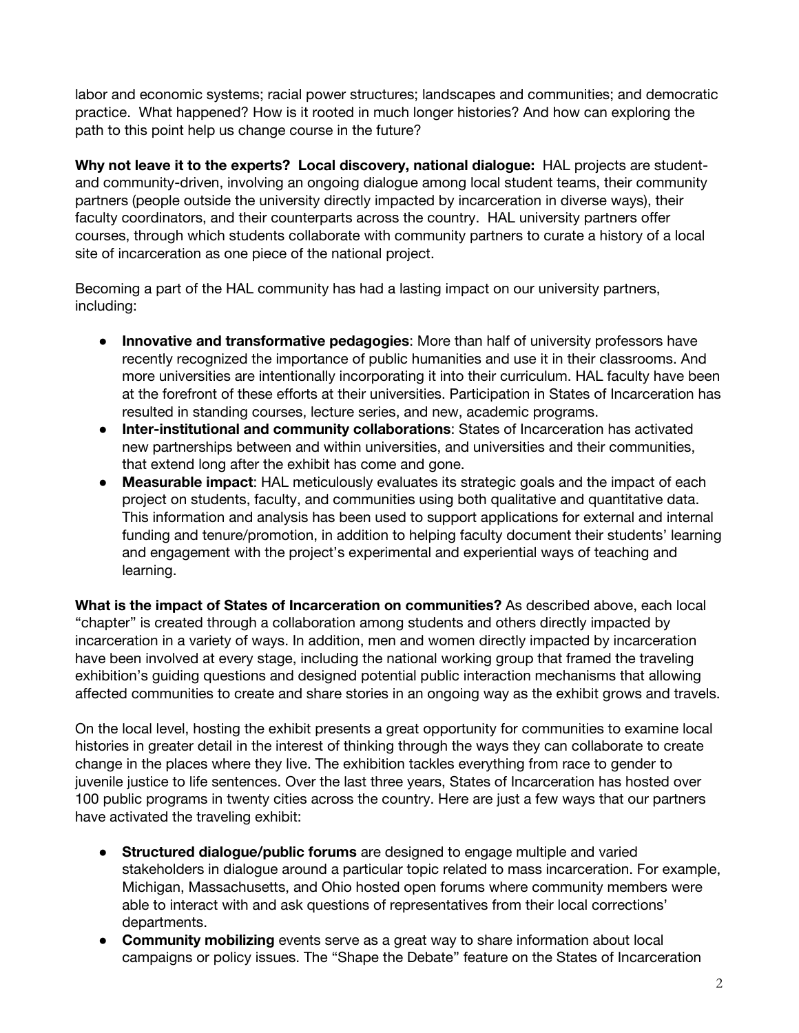labor and economic systems; racial power structures; landscapes and communities; and democratic practice. What happened? How is it rooted in much longer histories? And how can exploring the path to this point help us change course in the future?

**Why not leave it to the experts? Local discovery, national dialogue:** HAL projects are student- and community-driven, involving an ongoing dialogue among local student teams, their community partners (people outside the university directly impacted by incarceration in diverse ways), their faculty coordinators, and their counterparts across the country. HAL university partners offer courses, through which students collaborate with community partners to curate a history of a local site of incarceration as one piece of the national project.

Becoming a part of the HAL community has had a lasting impact on our university partners, including:

- **Innovative and transformative pedagogies**: More than half of university professors have recently recognized the importance of public humanities and use it in their classrooms. And more universities are intentionally incorporating it into their curriculum. HAL faculty have been at the forefront of these efforts at their universities. Participation in States of Incarceration has resulted in standing courses, lecture series, and new, academic programs.
- **Inter-institutional and community collaborations**: States of Incarceration has activated new partnerships between and within universities, and universities and their communities, that extend long after the exhibit has come and gone.
- **Measurable impact**: HAL meticulously evaluates its strategic goals and the impact of each project on students, faculty, and communities using both qualitative and quantitative data. This information and analysis has been used to support applications for external and internal funding and tenure/promotion, in addition to helping faculty document their students' learning and engagement with the project's experimental and experiential ways of teaching and learning.

**What is the impact of States of Incarceration on communities?** As described above, each local "chapter" is created through a collaboration among students and others directly impacted by incarceration in a variety of ways. In addition, men and women directly impacted by incarceration have been involved at every stage, including the national working group that framed the traveling exhibition's guiding questions and designed potential public interaction mechanisms that allowing affected communities to create and share stories in an ongoing way as the exhibit grows and travels.

On the local level, hosting the exhibit presents a great opportunity for communities to examine local histories in greater detail in the interest of thinking through the ways they can collaborate to create change in the places where they live. The exhibition tackles everything from race to gender to juvenile justice to life sentences. Over the last three years, States of Incarceration has hosted over 100 public programs in twenty cities across the country. Here are just a few ways that our partners have activated the traveling exhibit:

- **Structured dialogue/public forums** are designed to engage multiple and varied stakeholders in dialogue around a particular topic related to mass incarceration. For example, Michigan, Massachusetts, and Ohio hosted open forums where community members were able to interact with and ask questions of representatives from their local corrections' departments.
- **Community mobilizing** events serve as a great way to share information about local campaigns or policy issues. The "Shape the Debate" feature on the States of Incarceration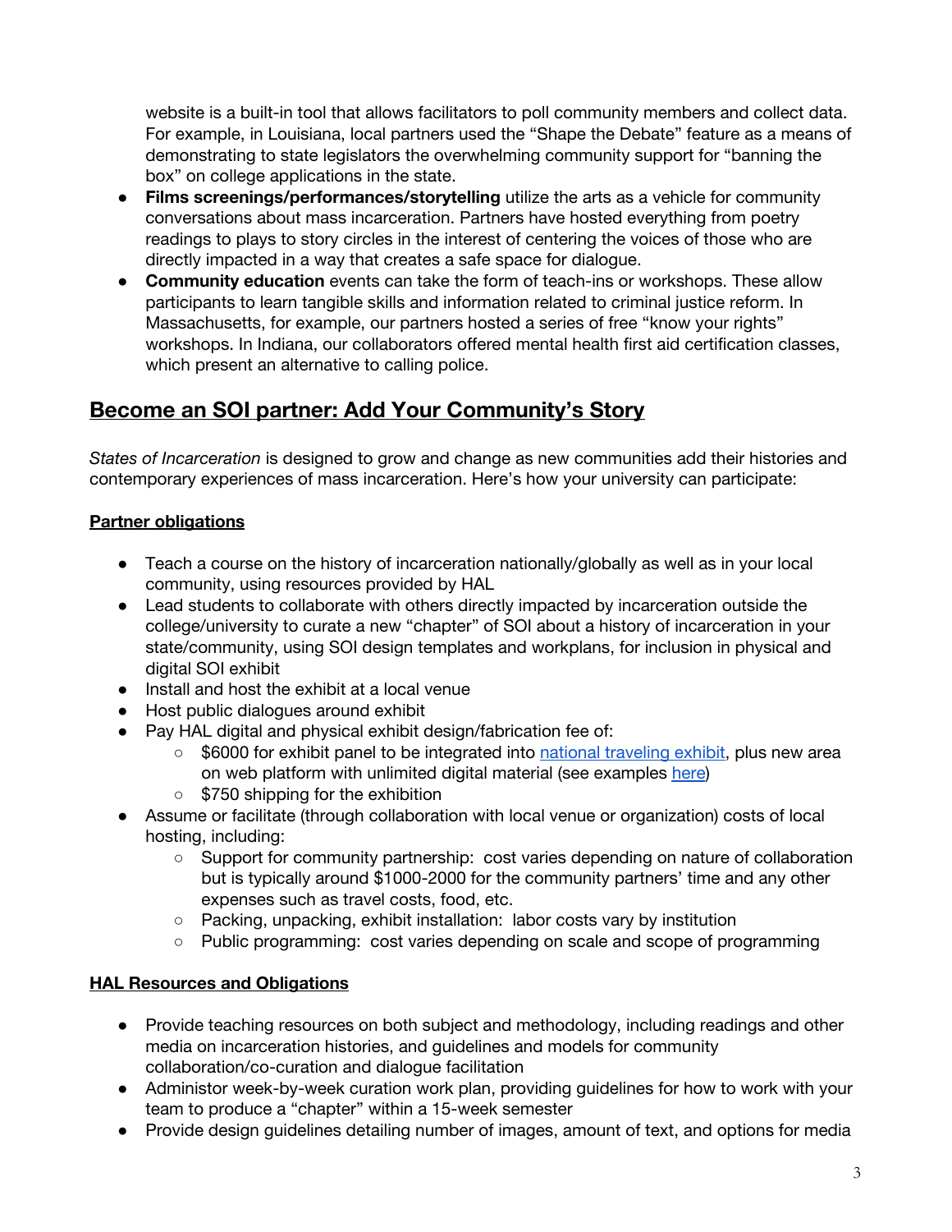website is a built-in tool that allows facilitators to poll community members and collect data. For example, in Louisiana, local partners used the "Shape the Debate" feature as a means of demonstrating to state legislators the overwhelming community support for "banning the box" on college applications in the state.

- **Films screenings/performances/storytelling** utilize the arts as a vehicle for community conversations about mass incarceration. Partners have hosted everything from poetry readings to plays to story circles in the interest of centering the voices of those who are directly impacted in a way that creates a safe space for dialogue.
- **Community education** events can take the form of teach-ins or workshops. These allow participants to learn tangible skills and information related to criminal justice reform. In Massachusetts, for example, our partners hosted a series of free "know your rights" workshops. In Indiana, our collaborators offered mental health first aid certification classes, which present an alternative to calling police.

## Become an SOI partner: Add Your Community's Story

*States of Incarceration* is designed to grow and change as new communities add their histories and contemporary experiences of mass incarceration. Here's how your university can participate:

### Partner obligations

- Teach a course on the history of incarceration nationally/globally as well as in your local community, using resources provided by HAL
- Lead students to collaborate with others directly impacted by incarceration outside the college/university to curate a new "chapter" of SOI about a history of incarceration in your state/community, using SOI design templates and workplans, for inclusion in physical and digital SOI exhibit
- Install and host the exhibit at a local venue
- Host public dialogues around exhibit
- Pay HAL digital and physical exhibit design/fabrication fee of:
    - $6000 for exhibit panel to be integrated into national traveling exhibit, plus new area on web platform with unlimited digital material (see examples here)
    - $750 shipping for the exhibition
- Assume or facilitate (through collaboration with local venue or organization) costs of local hosting, including:
    - Support for community partnership: cost varies depending on nature of collaboration but is typically around $1000-2000 for the community partners' time and any other expenses such as travel costs, food, etc.
    - Packing, unpacking, exhibit installation: labor costs vary by institution
    - Public programming: cost varies depending on scale and scope of programming

### HAL Resources and Obligations

- Provide teaching resources on both subject and methodology, including readings and other media on incarceration histories, and guidelines and models for community collaboration/co-curation and dialogue facilitation
- Administer week-by-week curation work plan, providing guidelines for how to work with your team to produce a "chapter" within a 15-week semester
- Provide design guidelines detailing number of images, amount of text, and options for media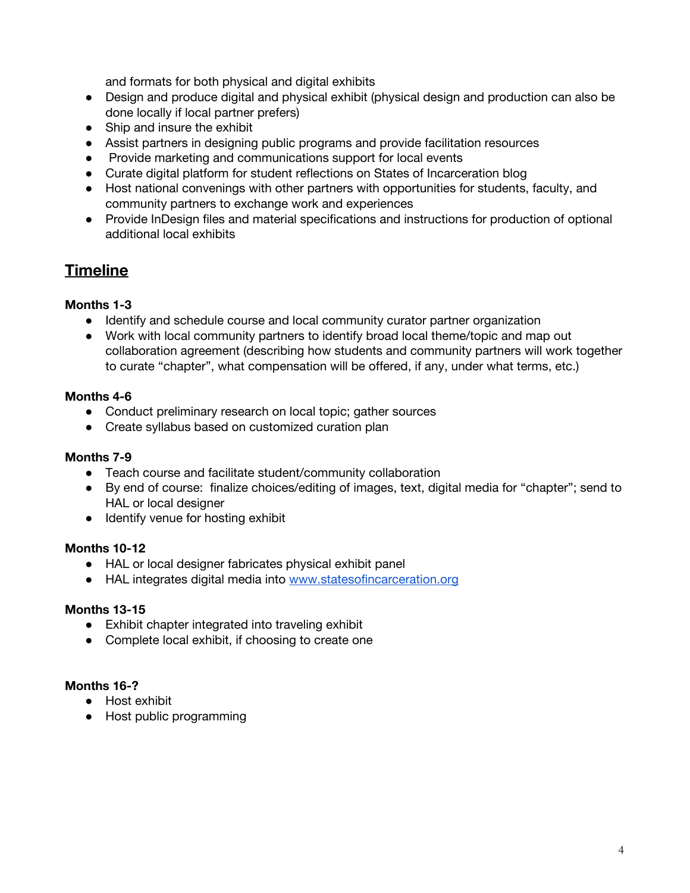and formats for both physical and digital exhibits

- Design and produce digital and physical exhibit (physical design and production can also be done locally if local partner prefers)
- Ship and insure the exhibit
- Assist partners in designing public programs and provide facilitation resources
- Provide marketing and communications support for local events
- Curate digital platform for student reflections on States of Incarceration blog
- Host national convenings with other partners with opportunities for students, faculty, and community partners to exchange work and experiences
- Provide InDesign files and material specifications and instructions for production of optional additional local exhibits

## Timeline

**Months 1-3**

- Identify and schedule course and local community curator partner organization
- Work with local community partners to identify broad local theme/topic and map out collaboration agreement (describing how students and community partners will work together to curate "chapter", what compensation will be offered, if any, under what terms, etc.)

**Months 4-6**

- Conduct preliminary research on local topic; gather sources
- Create syllabus based on customized curation plan

**Months 7-9**

- Teach course and facilitate student/community collaboration
- By end of course: finalize choices/editing of images, text, digital media for "chapter"; send to HAL or local designer
- Identify venue for hosting exhibit

**Months 10-12**

- HAL or local designer fabricates physical exhibit panel
- HAL integrates digital media into [www.statesofincarceration.org](http://www.statesofincarceration.org)

**Months 13-15**

- Exhibit chapter integrated into traveling exhibit
- Complete local exhibit, if choosing to create one

**Months 16-?**

- Host exhibit
- Host public programming